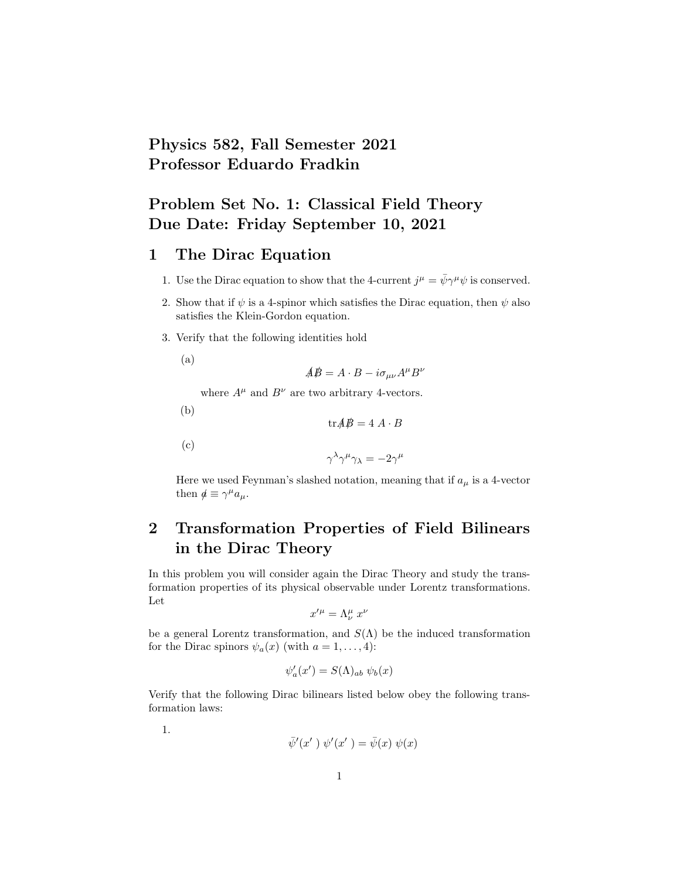**Physics 582, Fall Semester 2021**
**Professor Eduardo Fradkin**

**Problem Set No. 1: Classical Field Theory**
**Due Date: Friday September 10, 2021**

# 1 The Dirac Equation

1. Use the Dirac equation to show that the 4-current $j^\mu = \bar{\psi}\gamma^\mu\psi$ is conserved.
2. Show that if $\psi$ is a 4-spinor which satisfies the Dirac equation, then $\psi$ also satisfies the Klein-Gordon equation.
3. Verify that the following identities hold

   (a)
   $$\not{A}\not{B} = A \cdot B - i\sigma_{\mu\nu}A^\mu B^\nu$$
   where $A^\mu$ and $B^\nu$ are two arbitrary 4-vectors.

   (b)
   $$\text{tr}\not{A}\not{B} = 4\ A \cdot B$$

   (c)
   $$\gamma^\lambda\gamma^\mu\gamma_\lambda = -2\gamma^\mu$$

   Here we used Feynman's slashed notation, meaning that if $a_\mu$ is a 4-vector then $\not{a} \equiv \gamma^\mu a_\mu$.

# 2 Transformation Properties of Field Bilinears in the Dirac Theory

In this problem you will consider again the Dirac Theory and study the transformation properties of its physical observable under Lorentz transformations. Let

$$x'^\mu = \Lambda^\mu_\nu\ x^\nu$$

be a general Lorentz transformation, and $S(\Lambda)$ be the induced transformation for the Dirac spinors $\psi_a(x)$ (with $a = 1, \ldots, 4$):

$$\psi'_a(x') = S(\Lambda)_{ab}\ \psi_b(x)$$

Verify that the following Dirac bilinears listed below obey the following transformation laws:

1.
$$\bar{\psi}'(x'\ )\ \psi'(x'\ ) = \bar{\psi}(x)\ \psi(x)$$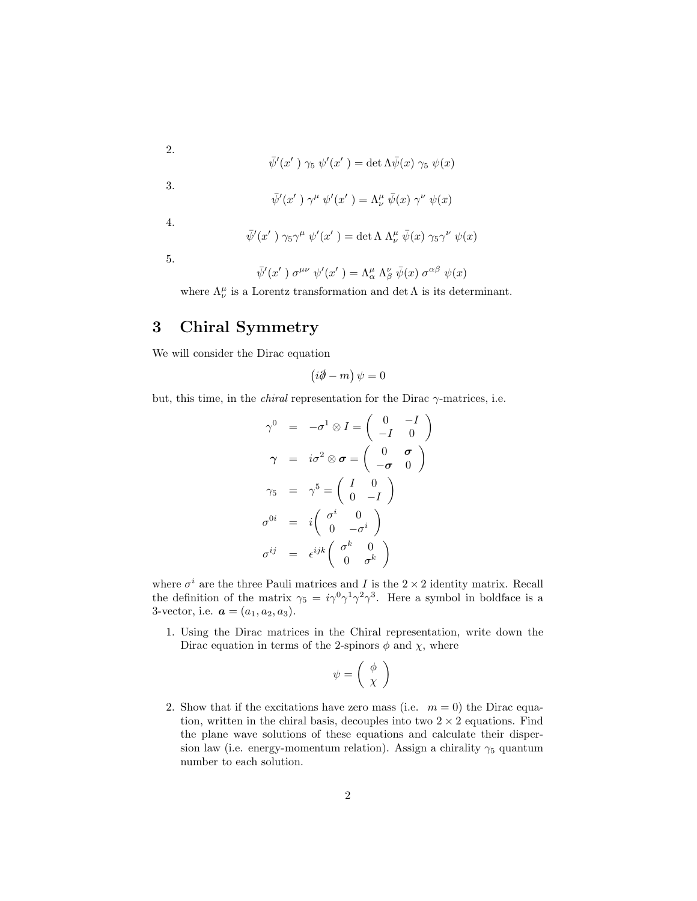2.
$$\bar{\psi}'(x')\ \gamma_5\ \psi'(x') = \det\Lambda \bar{\psi}(x)\ \gamma_5\ \psi(x)$$

3.
$$\bar{\psi}'(x')\ \gamma^\mu\ \psi'(x') = \Lambda^\mu_\nu\ \bar{\psi}(x)\ \gamma^\nu\ \psi(x)$$

4.
$$\bar{\psi}'(x')\ \gamma_5\gamma^\mu\ \psi'(x') = \det\Lambda\ \Lambda^\mu_\nu\ \bar{\psi}(x)\ \gamma_5\gamma^\nu\ \psi(x)$$

5.
$$\bar{\psi}'(x')\ \sigma^{\mu\nu}\ \psi'(x') = \Lambda^\mu_\alpha\ \Lambda^\nu_\beta\ \bar{\psi}(x)\ \sigma^{\alpha\beta}\ \psi(x)$$

where $\Lambda^\mu_\nu$ is a Lorentz transformation and $\det\Lambda$ is its determinant.

# 3 Chiral Symmetry

We will consider the Dirac equation

$$\left(i\partial\!\!\!/ - m\right)\psi = 0$$

but, this time, in the *chiral* representation for the Dirac $\gamma$-matrices, i.e.

$$\begin{aligned}
\gamma^0 &= -\sigma^1 \otimes I = \begin{pmatrix} 0 & -I \\ -I & 0 \end{pmatrix} \\
\boldsymbol{\gamma} &= i\sigma^2 \otimes \boldsymbol{\sigma} = \begin{pmatrix} 0 & \boldsymbol{\sigma} \\ -\boldsymbol{\sigma} & 0 \end{pmatrix} \\
\gamma_5 &= \gamma^5 = \begin{pmatrix} I & 0 \\ 0 & -I \end{pmatrix} \\
\sigma^{0i} &= i\begin{pmatrix} \sigma^i & 0 \\ 0 & -\sigma^i \end{pmatrix} \\
\sigma^{ij} &= \epsilon^{ijk}\begin{pmatrix} \sigma^k & 0 \\ 0 & \sigma^k \end{pmatrix}
\end{aligned}$$

where $\sigma^i$ are the three Pauli matrices and $I$ is the $2\times 2$ identity matrix. Recall the definition of the matrix $\gamma_5 = i\gamma^0\gamma^1\gamma^2\gamma^3$. Here a symbol in boldface is a 3-vector, i.e. $\boldsymbol{a} = (a_1, a_2, a_3)$.

1. Using the Dirac matrices in the Chiral representation, write down the Dirac equation in terms of the 2-spinors $\phi$ and $\chi$, where

$$\psi = \begin{pmatrix} \phi \\ \chi \end{pmatrix}$$

2. Show that if the excitations have zero mass (i.e. $m = 0$) the Dirac equation, written in the chiral basis, decouples into two $2\times 2$ equations. Find the plane wave solutions of these equations and calculate their dispersion law (i.e. energy-momentum relation). Assign a chirality $\gamma_5$ quantum number to each solution.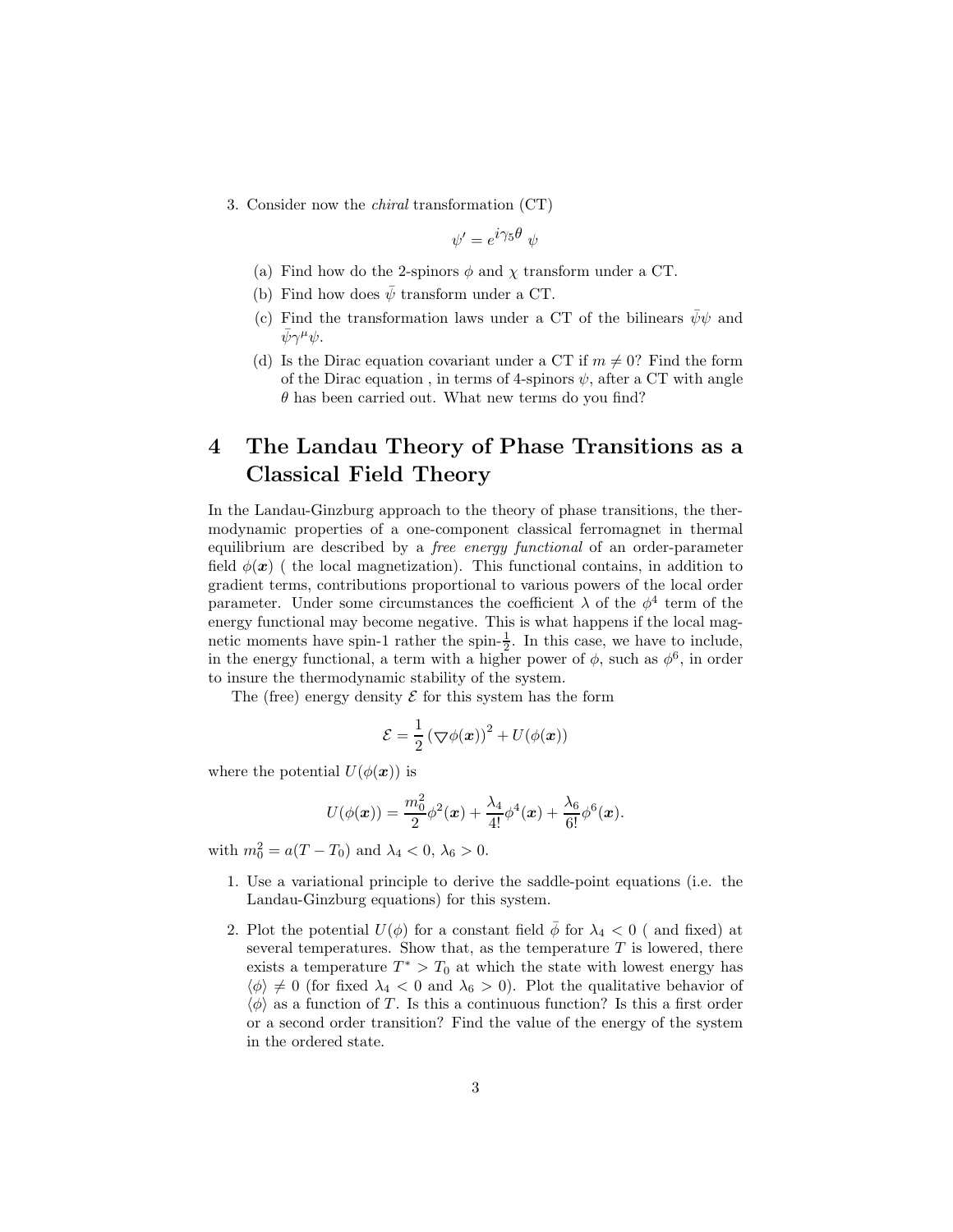3. Consider now the *chiral* transformation (CT)

$$\psi' = e^{i\gamma_5\theta}\ \psi$$

   (a) Find how do the 2-spinors $\phi$ and $\chi$ transform under a CT.

   (b) Find how does $\bar{\psi}$ transform under a CT.

   (c) Find the transformation laws under a CT of the bilinears $\bar{\psi}\psi$ and $\bar{\psi}\gamma^\mu\psi$.

   (d) Is the Dirac equation covariant under a CT if $m \neq 0$? Find the form of the Dirac equation , in terms of 4-spinors $\psi$, after a CT with angle $\theta$ has been carried out. What new terms do you find?

# 4 The Landau Theory of Phase Transitions as a Classical Field Theory

In the Landau-Ginzburg approach to the theory of phase transitions, the thermodynamic properties of a one-component classical ferromagnet in thermal equilibrium are described by a *free energy functional* of an order-parameter field $\phi(\boldsymbol{x})$ ( the local magnetization). This functional contains, in addition to gradient terms, contributions proportional to various powers of the local order parameter. Under some circumstances the coefficient $\lambda$ of the $\phi^4$ term of the energy functional may become negative. This is what happens if the local magnetic moments have spin-1 rather the spin-$\frac{1}{2}$. In this case, we have to include, in the energy functional, a term with a higher power of $\phi$, such as $\phi^6$, in order to insure the thermodynamic stability of the system.

The (free) energy density $\mathcal{E}$ for this system has the form

$$\mathcal{E} = \frac{1}{2}\left(\bigtriangledown\phi(\boldsymbol{x})\right)^2 + U(\phi(\boldsymbol{x}))$$

where the potential $U(\phi(\boldsymbol{x}))$ is

$$U(\phi(\boldsymbol{x})) = \frac{m_0^2}{2}\phi^2(\boldsymbol{x}) + \frac{\lambda_4}{4!}\phi^4(\boldsymbol{x}) + \frac{\lambda_6}{6!}\phi^6(\boldsymbol{x}).$$

with $m_0^2 = a(T - T_0)$ and $\lambda_4 < 0$, $\lambda_6 > 0$.

1. Use a variational principle to derive the saddle-point equations (i.e. the Landau-Ginzburg equations) for this system.

2. Plot the potential $U(\phi)$ for a constant field $\bar{\phi}$ for $\lambda_4 < 0$ ( and fixed) at several temperatures. Show that, as the temperature $T$ is lowered, there exists a temperature $T^* > T_0$ at which the state with lowest energy has $\langle\phi\rangle \neq 0$ (for fixed $\lambda_4 < 0$ and $\lambda_6 > 0$). Plot the qualitative behavior of $\langle\phi\rangle$ as a function of $T$. Is this a continuous function? Is this a first order or a second order transition? Find the value of the energy of the system in the ordered state.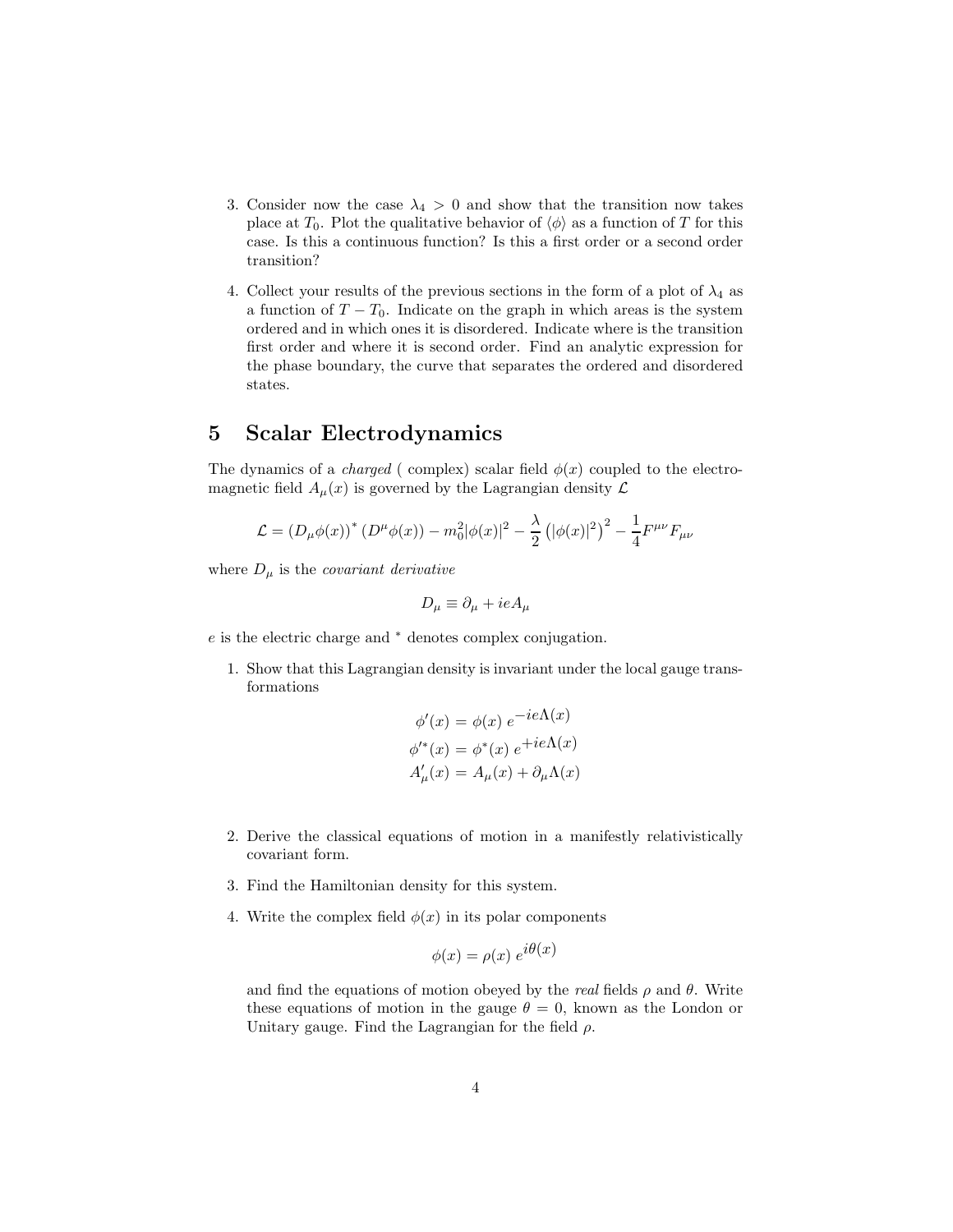3. Consider now the case $\lambda_4 > 0$ and show that the transition now takes place at $T_0$. Plot the qualitative behavior of $\langle \phi \rangle$ as a function of $T$ for this case. Is this a continuous function? Is this a first order or a second order transition?

4. Collect your results of the previous sections in the form of a plot of $\lambda_4$ as a function of $T - T_0$. Indicate on the graph in which areas is the system ordered and in which ones it is disordered. Indicate where is the transition first order and where it is second order. Find an analytic expression for the phase boundary, the curve that separates the ordered and disordered states.

# 5 Scalar Electrodynamics

The dynamics of a *charged* ( complex) scalar field $\phi(x)$ coupled to the electromagnetic field $A_\mu(x)$ is governed by the Lagrangian density $\mathcal{L}$

$$\mathcal{L} = \left(D_\mu \phi(x)\right)^* \left(D^\mu \phi(x)\right) - m_0^2 |\phi(x)|^2 - \frac{\lambda}{2} \left(|\phi(x)|^2\right)^2 - \frac{1}{4} F^{\mu\nu} F_{\mu\nu}$$

where $D_\mu$ is the *covariant derivative*

$$D_\mu \equiv \partial_\mu + ieA_\mu$$

$e$ is the electric charge and $^*$ denotes complex conjugation.

1. Show that this Lagrangian density is invariant under the local gauge transformations

$$\begin{aligned}
\phi'(x) &= \phi(x)\ e^{-ie\Lambda(x)} \\
\phi'^*(x) &= \phi^*(x)\ e^{+ie\Lambda(x)} \\
A'_\mu(x) &= A_\mu(x) + \partial_\mu \Lambda(x)
\end{aligned}$$

2. Derive the classical equations of motion in a manifestly relativistically covariant form.

3. Find the Hamiltonian density for this system.

4. Write the complex field $\phi(x)$ in its polar components

$$\phi(x) = \rho(x)\ e^{i\theta(x)}$$

and find the equations of motion obeyed by the *real* fields $\rho$ and $\theta$. Write these equations of motion in the gauge $\theta = 0$, known as the London or Unitary gauge. Find the Lagrangian for the field $\rho$.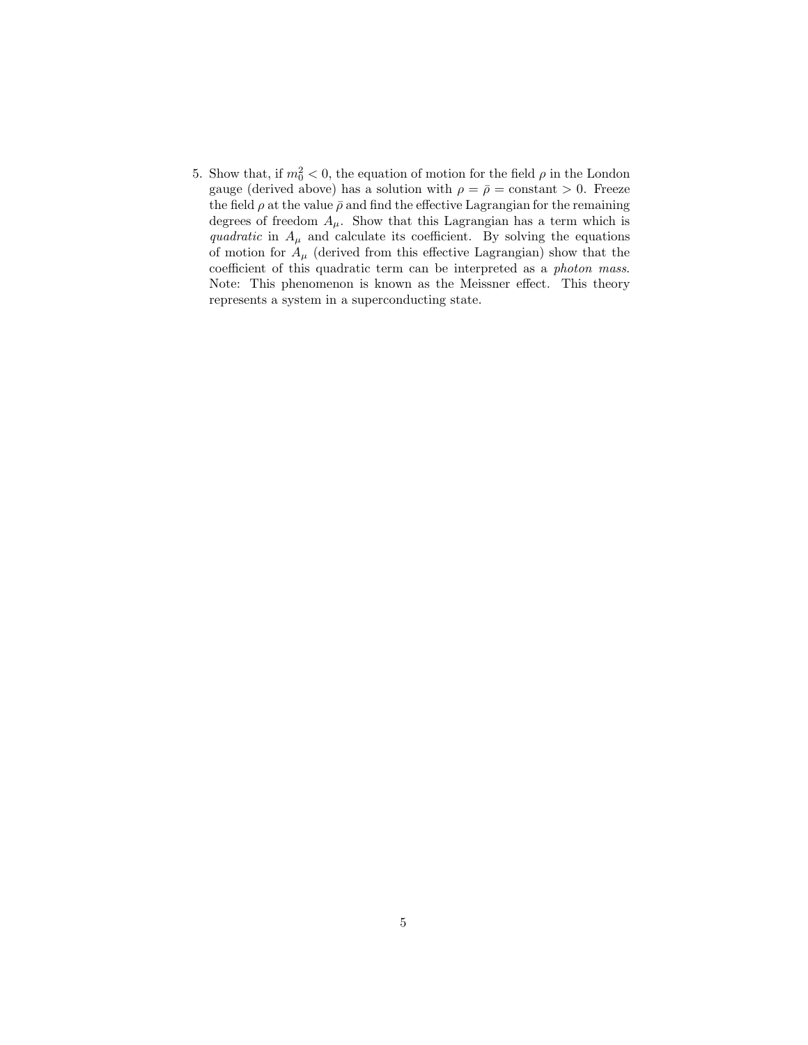5. Show that, if $m_0^2 < 0$, the equation of motion for the field $\rho$ in the London gauge (derived above) has a solution with $\rho = \bar{\rho} = \text{constant} > 0$. Freeze the field $\rho$ at the value $\bar{\rho}$ and find the effective Lagrangian for the remaining degrees of freedom $A_\mu$. Show that this Lagrangian has a term which is *quadratic* in $A_\mu$ and calculate its coefficient. By solving the equations of motion for $A_\mu$ (derived from this effective Lagrangian) show that the coefficient of this quadratic term can be interpreted as a *photon mass*. Note: This phenomenon is known as the Meissner effect. This theory represents a system in a superconducting state.